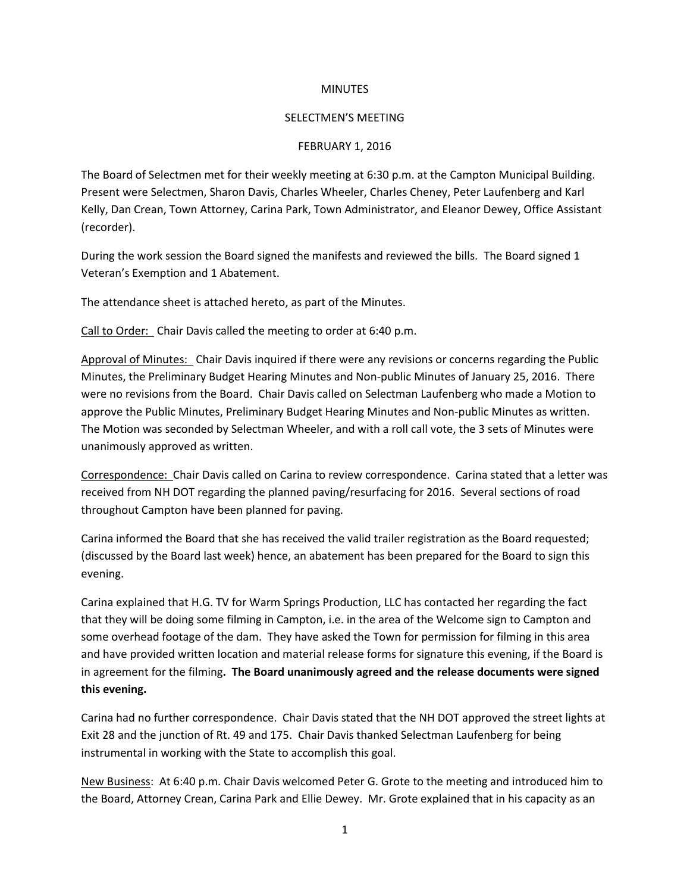MINUTES

SELECTMEN'S MEETING

FEBRUARY 1, 2016

The Board of Selectmen met for their weekly meeting at 6:30 p.m. at the Campton Municipal Building. Present were Selectmen, Sharon Davis, Charles Wheeler, Charles Cheney, Peter Laufenberg and Karl Kelly, Dan Crean, Town Attorney, Carina Park, Town Administrator, and Eleanor Dewey, Office Assistant (recorder).

During the work session the Board signed the manifests and reviewed the bills. The Board signed 1 Veteran's Exemption and 1 Abatement.

The attendance sheet is attached hereto, as part of the Minutes.

Call to Order: Chair Davis called the meeting to order at 6:40 p.m.

Approval of Minutes: Chair Davis inquired if there were any revisions or concerns regarding the Public Minutes, the Preliminary Budget Hearing Minutes and Non-public Minutes of January 25, 2016. There were no revisions from the Board. Chair Davis called on Selectman Laufenberg who made a Motion to approve the Public Minutes, Preliminary Budget Hearing Minutes and Non-public Minutes as written. The Motion was seconded by Selectman Wheeler, and with a roll call vote, the 3 sets of Minutes were unanimously approved as written.

Correspondence: Chair Davis called on Carina to review correspondence. Carina stated that a letter was received from NH DOT regarding the planned paving/resurfacing for 2016. Several sections of road throughout Campton have been planned for paving.

Carina informed the Board that she has received the valid trailer registration as the Board requested; (discussed by the Board last week) hence, an abatement has been prepared for the Board to sign this evening.

Carina explained that H.G. TV for Warm Springs Production, LLC has contacted her regarding the fact that they will be doing some filming in Campton, i.e. in the area of the Welcome sign to Campton and some overhead footage of the dam. They have asked the Town for permission for filming in this area and have provided written location and material release forms for signature this evening, if the Board is in agreement for the filming**. The Board unanimously agreed and the release documents were signed this evening.**

Carina had no further correspondence. Chair Davis stated that the NH DOT approved the street lights at Exit 28 and the junction of Rt. 49 and 175. Chair Davis thanked Selectman Laufenberg for being instrumental in working with the State to accomplish this goal.

New Business: At 6:40 p.m. Chair Davis welcomed Peter G. Grote to the meeting and introduced him to the Board, Attorney Crean, Carina Park and Ellie Dewey. Mr. Grote explained that in his capacity as an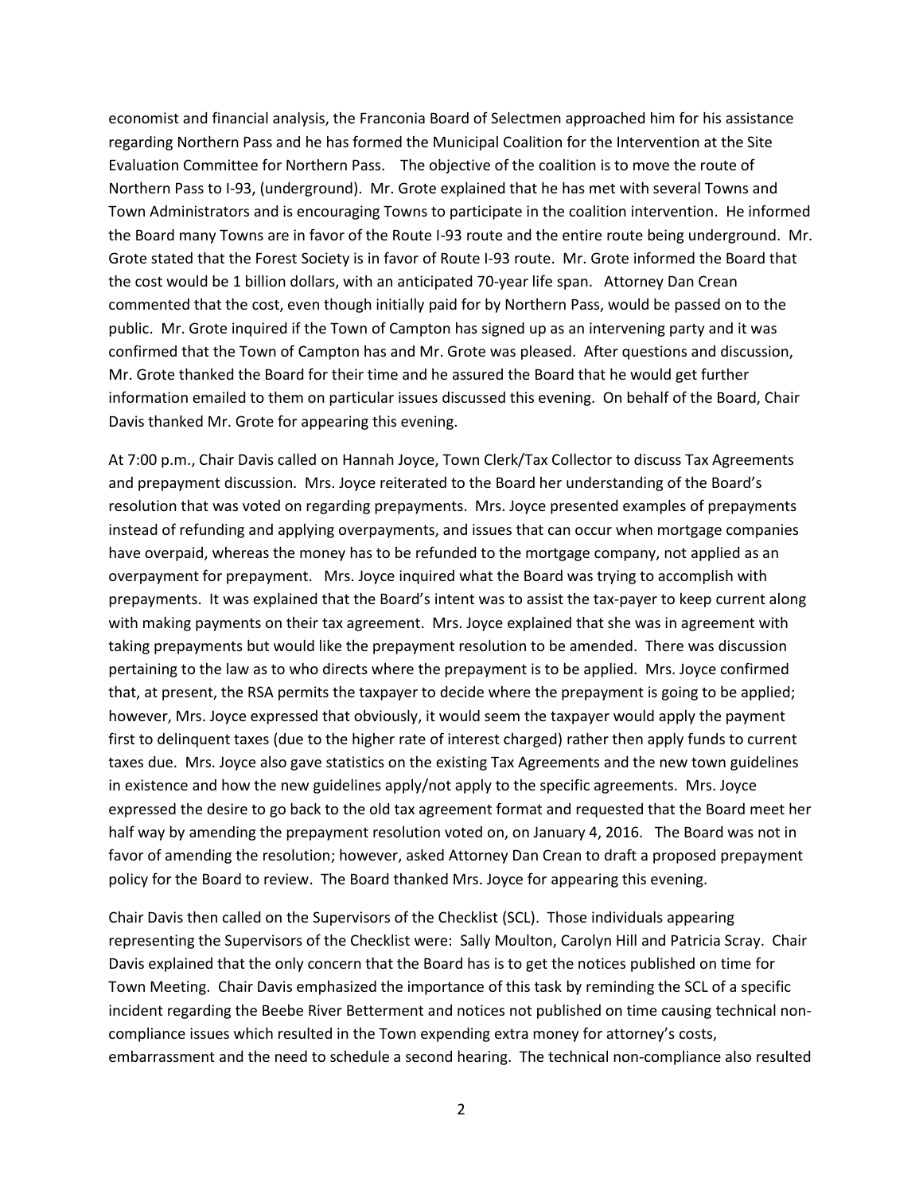economist and financial analysis, the Franconia Board of Selectmen approached him for his assistance regarding Northern Pass and he has formed the Municipal Coalition for the Intervention at the Site Evaluation Committee for Northern Pass. The objective of the coalition is to move the route of Northern Pass to I-93, (underground). Mr. Grote explained that he has met with several Towns and Town Administrators and is encouraging Towns to participate in the coalition intervention. He informed the Board many Towns are in favor of the Route I-93 route and the entire route being underground. Mr. Grote stated that the Forest Society is in favor of Route I-93 route. Mr. Grote informed the Board that the cost would be 1 billion dollars, with an anticipated 70-year life span. Attorney Dan Crean commented that the cost, even though initially paid for by Northern Pass, would be passed on to the public. Mr. Grote inquired if the Town of Campton has signed up as an intervening party and it was confirmed that the Town of Campton has and Mr. Grote was pleased. After questions and discussion, Mr. Grote thanked the Board for their time and he assured the Board that he would get further information emailed to them on particular issues discussed this evening. On behalf of the Board, Chair Davis thanked Mr. Grote for appearing this evening.

At 7:00 p.m., Chair Davis called on Hannah Joyce, Town Clerk/Tax Collector to discuss Tax Agreements and prepayment discussion. Mrs. Joyce reiterated to the Board her understanding of the Board's resolution that was voted on regarding prepayments. Mrs. Joyce presented examples of prepayments instead of refunding and applying overpayments, and issues that can occur when mortgage companies have overpaid, whereas the money has to be refunded to the mortgage company, not applied as an overpayment for prepayment. Mrs. Joyce inquired what the Board was trying to accomplish with prepayments. It was explained that the Board's intent was to assist the tax-payer to keep current along with making payments on their tax agreement. Mrs. Joyce explained that she was in agreement with taking prepayments but would like the prepayment resolution to be amended. There was discussion pertaining to the law as to who directs where the prepayment is to be applied. Mrs. Joyce confirmed that, at present, the RSA permits the taxpayer to decide where the prepayment is going to be applied; however, Mrs. Joyce expressed that obviously, it would seem the taxpayer would apply the payment first to delinquent taxes (due to the higher rate of interest charged) rather then apply funds to current taxes due. Mrs. Joyce also gave statistics on the existing Tax Agreements and the new town guidelines in existence and how the new guidelines apply/not apply to the specific agreements. Mrs. Joyce expressed the desire to go back to the old tax agreement format and requested that the Board meet her half way by amending the prepayment resolution voted on, on January 4, 2016. The Board was not in favor of amending the resolution; however, asked Attorney Dan Crean to draft a proposed prepayment policy for the Board to review. The Board thanked Mrs. Joyce for appearing this evening.

Chair Davis then called on the Supervisors of the Checklist (SCL). Those individuals appearing representing the Supervisors of the Checklist were: Sally Moulton, Carolyn Hill and Patricia Scray. Chair Davis explained that the only concern that the Board has is to get the notices published on time for Town Meeting. Chair Davis emphasized the importance of this task by reminding the SCL of a specific incident regarding the Beebe River Betterment and notices not published on time causing technical non-compliance issues which resulted in the Town expending extra money for attorney's costs, embarrassment and the need to schedule a second hearing. The technical non-compliance also resulted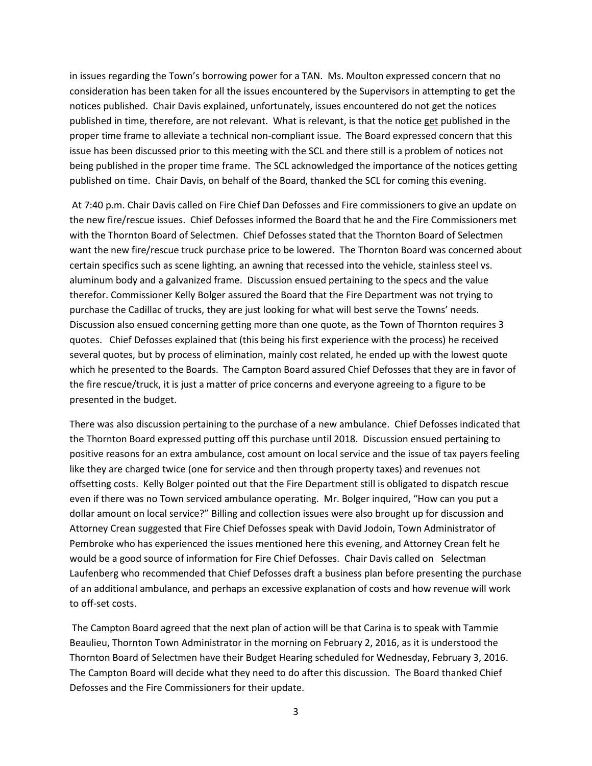in issues regarding the Town's borrowing power for a TAN. Ms. Moulton expressed concern that no consideration has been taken for all the issues encountered by the Supervisors in attempting to get the notices published. Chair Davis explained, unfortunately, issues encountered do not get the notices published in time, therefore, are not relevant. What is relevant, is that the notice <u>get</u> published in the proper time frame to alleviate a technical non-compliant issue. The Board expressed concern that this issue has been discussed prior to this meeting with the SCL and there still is a problem of notices not being published in the proper time frame. The SCL acknowledged the importance of the notices getting published on time. Chair Davis, on behalf of the Board, thanked the SCL for coming this evening.

At 7:40 p.m. Chair Davis called on Fire Chief Dan Defosses and Fire commissioners to give an update on the new fire/rescue issues. Chief Defosses informed the Board that he and the Fire Commissioners met with the Thornton Board of Selectmen. Chief Defosses stated that the Thornton Board of Selectmen want the new fire/rescue truck purchase price to be lowered. The Thornton Board was concerned about certain specifics such as scene lighting, an awning that recessed into the vehicle, stainless steel vs. aluminum body and a galvanized frame. Discussion ensued pertaining to the specs and the value therefor. Commissioner Kelly Bolger assured the Board that the Fire Department was not trying to purchase the Cadillac of trucks, they are just looking for what will best serve the Towns' needs. Discussion also ensued concerning getting more than one quote, as the Town of Thornton requires 3 quotes. Chief Defosses explained that (this being his first experience with the process) he received several quotes, but by process of elimination, mainly cost related, he ended up with the lowest quote which he presented to the Boards. The Campton Board assured Chief Defosses that they are in favor of the fire rescue/truck, it is just a matter of price concerns and everyone agreeing to a figure to be presented in the budget.

There was also discussion pertaining to the purchase of a new ambulance. Chief Defosses indicated that the Thornton Board expressed putting off this purchase until 2018. Discussion ensued pertaining to positive reasons for an extra ambulance, cost amount on local service and the issue of tax payers feeling like they are charged twice (one for service and then through property taxes) and revenues not offsetting costs. Kelly Bolger pointed out that the Fire Department still is obligated to dispatch rescue even if there was no Town serviced ambulance operating. Mr. Bolger inquired, "How can you put a dollar amount on local service?" Billing and collection issues were also brought up for discussion and Attorney Crean suggested that Fire Chief Defosses speak with David Jodoin, Town Administrator of Pembroke who has experienced the issues mentioned here this evening, and Attorney Crean felt he would be a good source of information for Fire Chief Defosses. Chair Davis called on Selectman Laufenberg who recommended that Chief Defosses draft a business plan before presenting the purchase of an additional ambulance, and perhaps an excessive explanation of costs and how revenue will work to off-set costs.

The Campton Board agreed that the next plan of action will be that Carina is to speak with Tammie Beaulieu, Thornton Town Administrator in the morning on February 2, 2016, as it is understood the Thornton Board of Selectmen have their Budget Hearing scheduled for Wednesday, February 3, 2016. The Campton Board will decide what they need to do after this discussion. The Board thanked Chief Defosses and the Fire Commissioners for their update.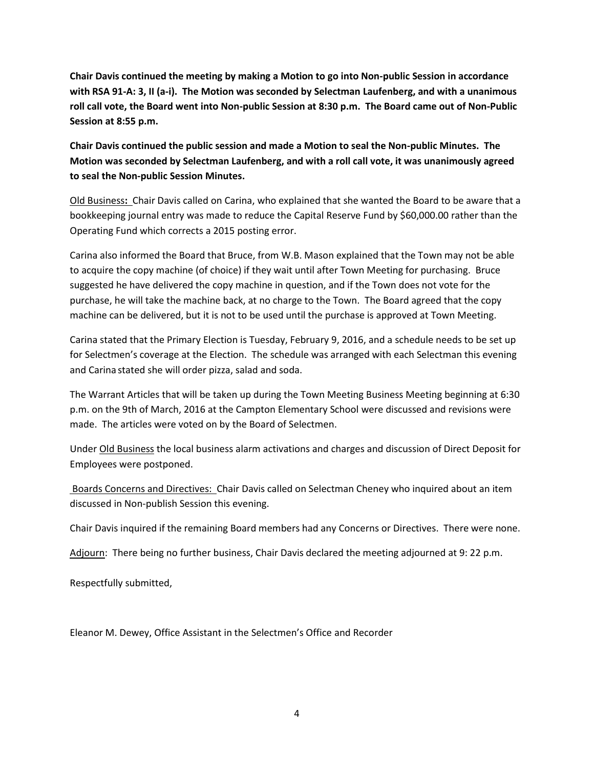**Chair Davis continued the meeting by making a Motion to go into Non-public Session in accordance with RSA 91-A: 3, II (a-i). The Motion was seconded by Selectman Laufenberg, and with a unanimous roll call vote, the Board went into Non-public Session at 8:30 p.m. The Board came out of Non-Public Session at 8:55 p.m.**

**Chair Davis continued the public session and made a Motion to seal the Non-public Minutes. The Motion was seconded by Selectman Laufenberg, and with a roll call vote, it was unanimously agreed to seal the Non-public Session Minutes.**

Old Business**:** Chair Davis called on Carina, who explained that she wanted the Board to be aware that a bookkeeping journal entry was made to reduce the Capital Reserve Fund by $60,000.00 rather than the Operating Fund which corrects a 2015 posting error.

Carina also informed the Board that Bruce, from W.B. Mason explained that the Town may not be able to acquire the copy machine (of choice) if they wait until after Town Meeting for purchasing. Bruce suggested he have delivered the copy machine in question, and if the Town does not vote for the purchase, he will take the machine back, at no charge to the Town. The Board agreed that the copy machine can be delivered, but it is not to be used until the purchase is approved at Town Meeting.

Carina stated that the Primary Election is Tuesday, February 9, 2016, and a schedule needs to be set up for Selectmen's coverage at the Election. The schedule was arranged with each Selectman this evening and Carina stated she will order pizza, salad and soda.

The Warrant Articles that will be taken up during the Town Meeting Business Meeting beginning at 6:30 p.m. on the 9th of March, 2016 at the Campton Elementary School were discussed and revisions were made. The articles were voted on by the Board of Selectmen.

Under Old Business the local business alarm activations and charges and discussion of Direct Deposit for Employees were postponed.

Boards Concerns and Directives: Chair Davis called on Selectman Cheney who inquired about an item discussed in Non-publish Session this evening.

Chair Davis inquired if the remaining Board members had any Concerns or Directives. There were none.

Adjourn: There being no further business, Chair Davis declared the meeting adjourned at 9: 22 p.m.

Respectfully submitted,

Eleanor M. Dewey, Office Assistant in the Selectmen's Office and Recorder